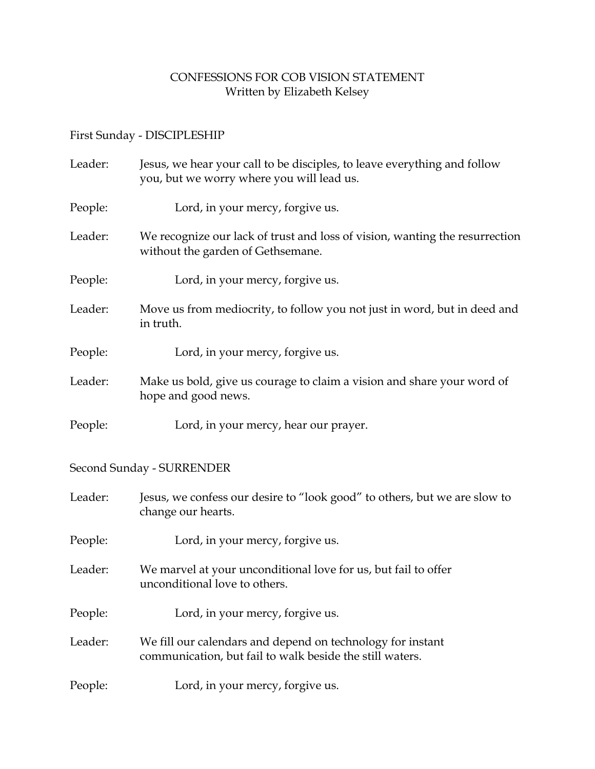# CONFESSIONS FOR COB VISION STATEMENT

Written by Elizabeth Kelsey

## First Sunday - DISCIPLESHIP

**Leader:** Jesus, we hear your call to be disciples, to leave everything and follow you, but we worry where you will lead us.

**People:** Lord, in your mercy, forgive us.

**Leader:** We recognize our lack of trust and loss of vision, wanting the resurrection without the garden of Gethsemane.

**People:** Lord, in your mercy, forgive us.

**Leader:** Move us from mediocrity, to follow you not just in word, but in deed and in truth.

**People:** Lord, in your mercy, forgive us.

**Leader:** Make us bold, give us courage to claim a vision and share your word of hope and good news.

**People:** Lord, in your mercy, hear our prayer.

## Second Sunday - SURRENDER

**Leader:** Jesus, we confess our desire to "look good" to others, but we are slow to change our hearts.

**People:** Lord, in your mercy, forgive us.

**Leader:** We marvel at your unconditional love for us, but fail to offer unconditional love to others.

**People:** Lord, in your mercy, forgive us.

**Leader:** We fill our calendars and depend on technology for instant communication, but fail to walk beside the still waters.

**People:** Lord, in your mercy, forgive us.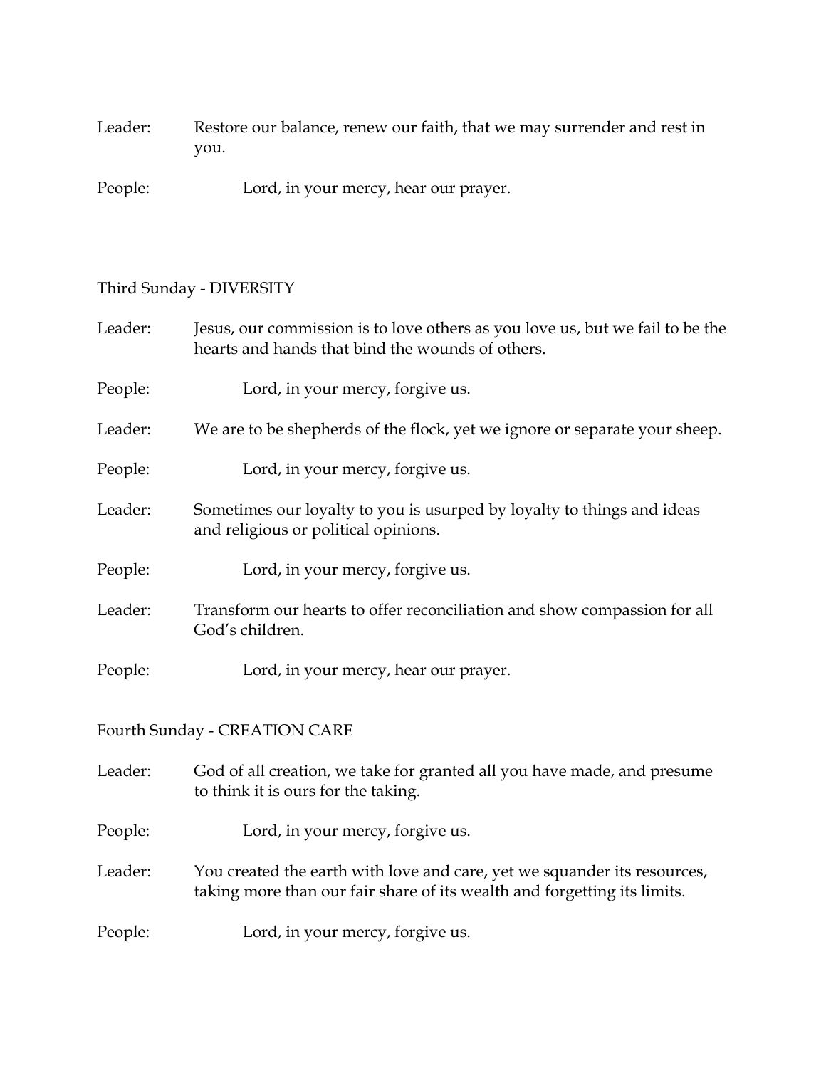Leader: Restore our balance, renew our faith, that we may surrender and rest in you.

People: Lord, in your mercy, hear our prayer.

Third Sunday - DIVERSITY

Leader: Jesus, our commission is to love others as you love us, but we fail to be the hearts and hands that bind the wounds of others.

People: Lord, in your mercy, forgive us.

Leader: We are to be shepherds of the flock, yet we ignore or separate your sheep.

People: Lord, in your mercy, forgive us.

Leader: Sometimes our loyalty to you is usurped by loyalty to things and ideas and religious or political opinions.

People: Lord, in your mercy, forgive us.

Leader: Transform our hearts to offer reconciliation and show compassion for all God's children.

People: Lord, in your mercy, hear our prayer.

Fourth Sunday - CREATION CARE

Leader: God of all creation, we take for granted all you have made, and presume to think it is ours for the taking.

People: Lord, in your mercy, forgive us.

Leader: You created the earth with love and care, yet we squander its resources, taking more than our fair share of its wealth and forgetting its limits.

People: Lord, in your mercy, forgive us.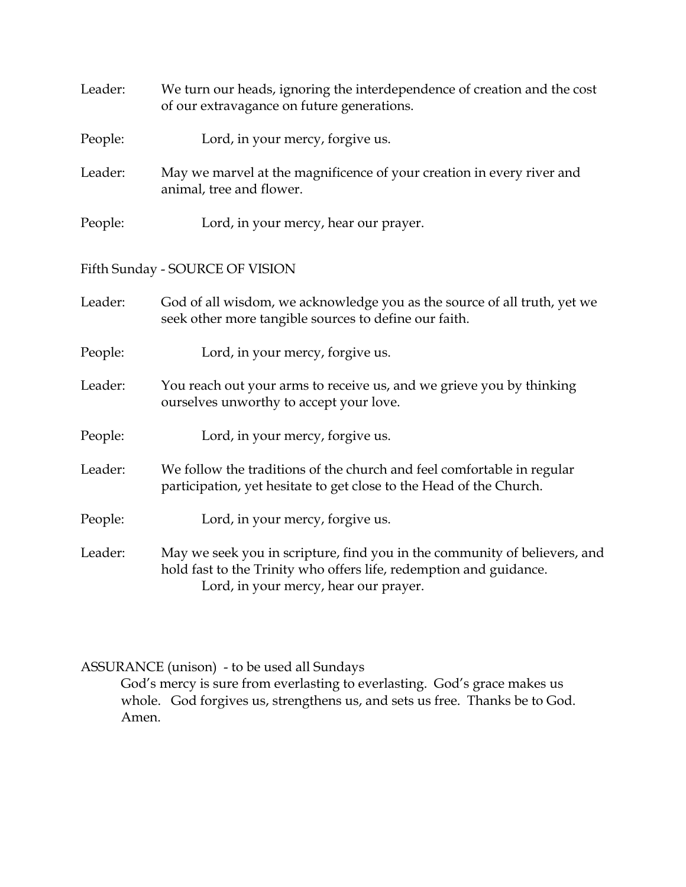Leader: We turn our heads, ignoring the interdependence of creation and the cost of our extravagance on future generations.

People: Lord, in your mercy, forgive us.

Leader: May we marvel at the magnificence of your creation in every river and animal, tree and flower.

People: Lord, in your mercy, hear our prayer.

Fifth Sunday - SOURCE OF VISION

Leader: God of all wisdom, we acknowledge you as the source of all truth, yet we seek other more tangible sources to define our faith.

People: Lord, in your mercy, forgive us.

Leader: You reach out your arms to receive us, and we grieve you by thinking ourselves unworthy to accept your love.

People: Lord, in your mercy, forgive us.

Leader: We follow the traditions of the church and feel comfortable in regular participation, yet hesitate to get close to the Head of the Church.

People: Lord, in your mercy, forgive us.

Leader: May we seek you in scripture, find you in the community of believers, and hold fast to the Trinity who offers life, redemption and guidance.
Lord, in your mercy, hear our prayer.

ASSURANCE (unison) - to be used all Sundays

God's mercy is sure from everlasting to everlasting. God's grace makes us whole. God forgives us, strengthens us, and sets us free. Thanks be to God. Amen.